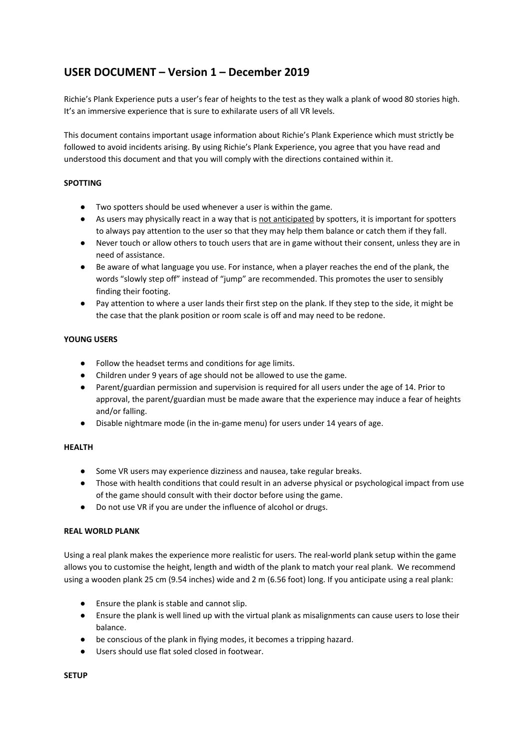# USER DOCUMENT – Version 1 – December 2019

Richie's Plank Experience puts a user's fear of heights to the test as they walk a plank of wood 80 stories high. It's an immersive experience that is sure to exhilarate users of all VR levels.

This document contains important usage information about Richie's Plank Experience which must strictly be followed to avoid incidents arising. By using Richie's Plank Experience, you agree that you have read and understood this document and that you will comply with the directions contained within it.

**SPOTTING**

- Two spotters should be used whenever a user is within the game.
- As users may physically react in a way that is <u>not anticipated</u> by spotters, it is important for spotters to always pay attention to the user so that they may help them balance or catch them if they fall.
- Never touch or allow others to touch users that are in game without their consent, unless they are in need of assistance.
- Be aware of what language you use. For instance, when a player reaches the end of the plank, the words "slowly step off" instead of "jump" are recommended. This promotes the user to sensibly finding their footing.
- Pay attention to where a user lands their first step on the plank. If they step to the side, it might be the case that the plank position or room scale is off and may need to be redone.

**YOUNG USERS**

- Follow the headset terms and conditions for age limits.
- Children under 9 years of age should not be allowed to use the game.
- Parent/guardian permission and supervision is required for all users under the age of 14. Prior to approval, the parent/guardian must be made aware that the experience may induce a fear of heights and/or falling.
- Disable nightmare mode (in the in-game menu) for users under 14 years of age.

**HEALTH**

- Some VR users may experience dizziness and nausea, take regular breaks.
- Those with health conditions that could result in an adverse physical or psychological impact from use of the game should consult with their doctor before using the game.
- Do not use VR if you are under the influence of alcohol or drugs.

**REAL WORLD PLANK**

Using a real plank makes the experience more realistic for users. The real-world plank setup within the game allows you to customise the height, length and width of the plank to match your real plank. We recommend using a wooden plank 25 cm (9.54 inches) wide and 2 m (6.56 foot) long. If you anticipate using a real plank:

- Ensure the plank is stable and cannot slip.
- Ensure the plank is well lined up with the virtual plank as misalignments can cause users to lose their balance.
- be conscious of the plank in flying modes, it becomes a tripping hazard.
- Users should use flat soled closed in footwear.

**SETUP**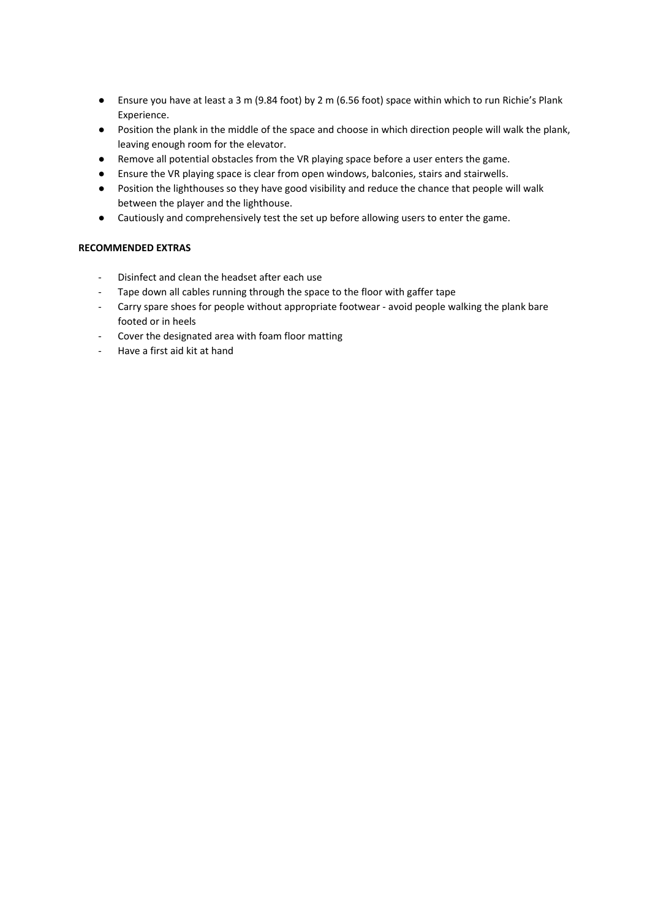- Ensure you have at least a 3 m (9.84 foot) by 2 m (6.56 foot) space within which to run Richie's Plank Experience.
- Position the plank in the middle of the space and choose in which direction people will walk the plank, leaving enough room for the elevator.
- Remove all potential obstacles from the VR playing space before a user enters the game.
- Ensure the VR playing space is clear from open windows, balconies, stairs and stairwells.
- Position the lighthouses so they have good visibility and reduce the chance that people will walk between the player and the lighthouse.
- Cautiously and comprehensively test the set up before allowing users to enter the game.

**RECOMMENDED EXTRAS**

- Disinfect and clean the headset after each use
- Tape down all cables running through the space to the floor with gaffer tape
- Carry spare shoes for people without appropriate footwear - avoid people walking the plank bare footed or in heels
- Cover the designated area with foam floor matting
- Have a first aid kit at hand